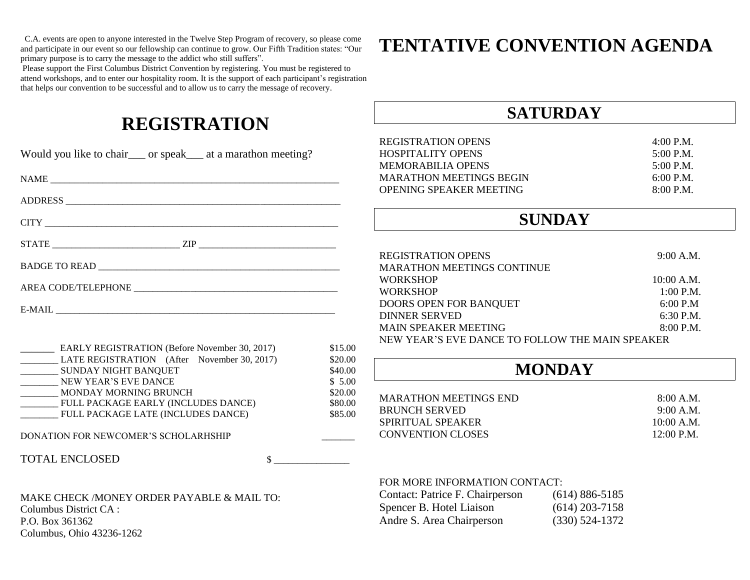C.A. events are open to anyone interested in the Twelve Step Program of recovery, so please come and participate in our event so our fellowship can continue to grow. Our Fifth Tradition states: "Our primary purpose is to carry the message to the addict who still suffers".

Please support the First Columbus District Convention by registering. You must be registered to attend workshops, and to enter our hospitality room. It is the support of each participant's registration that helps our convention to be successful and to allow us to carry the message of recovery.

# REGISTRATION

Would you like to chair___ or speak___ at a marathon meeting?

NAME ____________________________________________________________

ADDRESS ________________________________________________________

CITY ____________________________________________________________

STATE __________________________ ZIP _____________________________

BADGE TO READ __________________________________________________

AREA CODE/TELEPHONE ____________________________________________

E-MAIL __________________________________________________________

| | | |
|---|---|---|
| _______ | EARLY REGISTRATION (Before November 30, 2017) | $15.00 |
| ________ | LATE REGISTRATION (After November 30, 2017) | $20.00 |
| ________ | SUNDAY NIGHT BANQUET | $40.00 |
| ________ | NEW YEAR'S EVE DANCE | $ 5.00 |
| ________ | MONDAY MORNING BRUNCH | $20.00 |
| ________ | FULL PACKAGE EARLY (INCLUDES DANCE) | $80.00 |
| ________ | FULL PACKAGE LATE (INCLUDES DANCE) | $85.00 |

DONATION FOR NEWCOMER'S SCHOLARHSHIP _______

TOTAL ENCLOSED $ _______________

MAKE CHECK /MONEY ORDER PAYABLE & MAIL TO:
Columbus District CA :
P.O. Box 361362
Columbus, Ohio 43236-1262

# TENTATIVE CONVENTION AGENDA

## SATURDAY

| | |
|---|---|
| REGISTRATION OPENS | 4:00 P.M. |
| HOSPITALITY OPENS | 5:00 P.M. |
| MEMORABILIA OPENS | 5:00 P.M. |
| MARATHON MEETINGS BEGIN | 6:00 P.M. |
| OPENING SPEAKER MEETING | 8:00 P.M. |

## SUNDAY

| | |
|---|---|
| REGISTRATION OPENS | 9:00 A.M. |
| MARATHON MEETINGS CONTINUE | |
| WORKSHOP | 10:00 A.M. |
| WORKSHOP | 1:00 P.M. |
| DOORS OPEN FOR BANQUET | 6:00 P.M |
| DINNER SERVED | 6:30 P.M. |
| MAIN SPEAKER MEETING | 8:00 P.M. |

NEW YEAR'S EVE DANCE TO FOLLOW THE MAIN SPEAKER

## MONDAY

| | |
|---|---|
| MARATHON MEETINGS END | 8:00 A.M. |
| BRUNCH SERVED | 9:00 A.M. |
| SPIRITUAL SPEAKER | 10:00 A.M. |
| CONVENTION CLOSES | 12:00 P.M. |

FOR MORE INFORMATION CONTACT:

| | |
|---|---|
| Contact: Patrice F. Chairperson | (614) 886-5185 |
| Spencer B. Hotel Liaison | (614) 203-7158 |
| Andre S. Area Chairperson | (330) 524-1372 |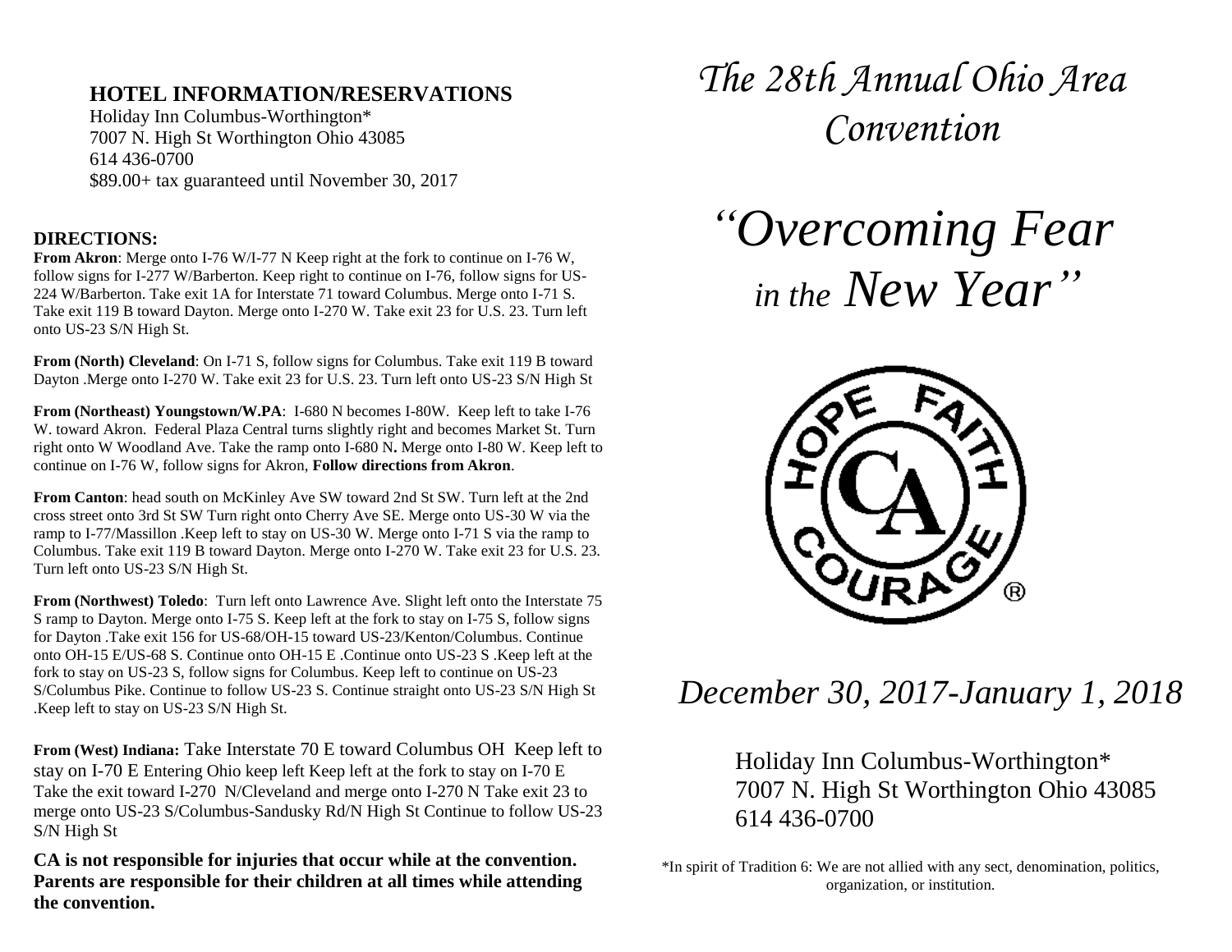## HOTEL INFORMATION/RESERVATIONS

Holiday Inn Columbus-Worthington*
7007 N. High St Worthington Ohio 43085
614 436-0700
$89.00+ tax guaranteed until November 30, 2017

### DIRECTIONS:

**From Akron**: Merge onto I-76 W/I-77 N Keep right at the fork to continue on I-76 W, follow signs for I-277 W/Barberton. Keep right to continue on I-76, follow signs for US-224 W/Barberton. Take exit 1A for Interstate 71 toward Columbus. Merge onto I-71 S. Take exit 119 B toward Dayton. Merge onto I-270 W. Take exit 23 for U.S. 23. Turn left onto US-23 S/N High St.

**From (North) Cleveland**: On I-71 S, follow signs for Columbus. Take exit 119 B toward Dayton .Merge onto I-270 W. Take exit 23 for U.S. 23. Turn left onto US-23 S/N High St

**From (Northeast) Youngstown/W.PA**: I-680 N becomes I-80W. Keep left to take I-76 W. toward Akron. Federal Plaza Central turns slightly right and becomes Market St. Turn right onto W Woodland Ave. Take the ramp onto I-680 N**.** Merge onto I-80 W. Keep left to continue on I-76 W, follow signs for Akron, **Follow directions from Akron**.

**From Canton**: head south on McKinley Ave SW toward 2nd St SW. Turn left at the 2nd cross street onto 3rd St SW Turn right onto Cherry Ave SE. Merge onto US-30 W via the ramp to I-77/Massillon .Keep left to stay on US-30 W. Merge onto I-71 S via the ramp to Columbus. Take exit 119 B toward Dayton. Merge onto I-270 W. Take exit 23 for U.S. 23. Turn left onto US-23 S/N High St.

**From (Northwest) Toledo**: Turn left onto Lawrence Ave. Slight left onto the Interstate 75 S ramp to Dayton. Merge onto I-75 S. Keep left at the fork to stay on I-75 S, follow signs for Dayton .Take exit 156 for US-68/OH-15 toward US-23/Kenton/Columbus. Continue onto OH-15 E/US-68 S. Continue onto OH-15 E .Continue onto US-23 S .Keep left at the fork to stay on US-23 S, follow signs for Columbus. Keep left to continue on US-23 S/Columbus Pike. Continue to follow US-23 S. Continue straight onto US-23 S/N High St .Keep left to stay on US-23 S/N High St.

**From (West) Indiana:** Take Interstate 70 E toward Columbus OH Keep left to stay on I-70 E Entering Ohio keep left Keep left at the fork to stay on I-70 E Take the exit toward I-270 N/Cleveland and merge onto I-270 N Take exit 23 to merge onto US-23 S/Columbus-Sandusky Rd/N High St Continue to follow US-23 S/N High St

**CA is not responsible for injuries that occur while at the convention. Parents are responsible for their children at all times while attending the convention.**

# *The 28th Annual Ohio Area Convention*

# *"Overcoming Fear in the New Year"*

HOPE FAITH CA COURAGE ®

## *December 30, 2017-January 1, 2018*

Holiday Inn Columbus-Worthington*
7007 N. High St Worthington Ohio 43085
614 436-0700

*In spirit of Tradition 6: We are not allied with any sect, denomination, politics, organization, or institution.